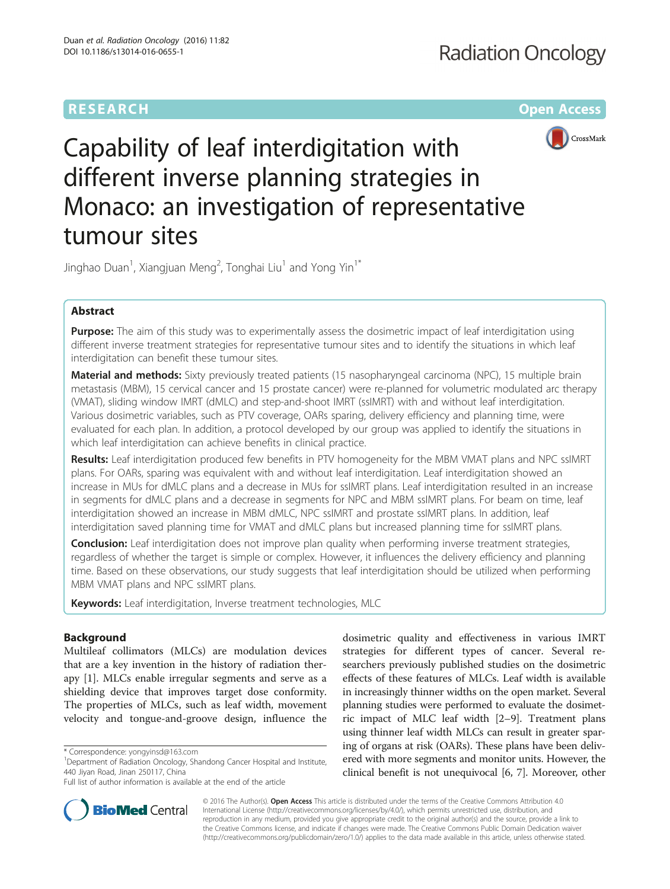RESEARCH Open Access

# Capability of leaf interdigitation with different inverse planning strategies in Monaco: an investigation of representative tumour sites

Jinghao Duan[1], Xiangjuan Meng[2], Tonghai Liu[1] and Yong Yin[1*]

## Abstract

**Purpose:** The aim of this study was to experimentally assess the dosimetric impact of leaf interdigitation using different inverse treatment strategies for representative tumour sites and to identify the situations in which leaf interdigitation can benefit these tumour sites.

**Material and methods:** Sixty previously treated patients (15 nasopharyngeal carcinoma (NPC), 15 multiple brain metastasis (MBM), 15 cervical cancer and 15 prostate cancer) were re-planned for volumetric modulated arc therapy (VMAT), sliding window IMRT (dMLC) and step-and-shoot IMRT (ssIMRT) with and without leaf interdigitation. Various dosimetric variables, such as PTV coverage, OARs sparing, delivery efficiency and planning time, were evaluated for each plan. In addition, a protocol developed by our group was applied to identify the situations in which leaf interdigitation can achieve benefits in clinical practice.

**Results:** Leaf interdigitation produced few benefits in PTV homogeneity for the MBM VMAT plans and NPC ssIMRT plans. For OARs, sparing was equivalent with and without leaf interdigitation. Leaf interdigitation showed an increase in MUs for dMLC plans and a decrease in MUs for ssIMRT plans. Leaf interdigitation resulted in an increase in segments for dMLC plans and a decrease in segments for NPC and MBM ssIMRT plans. For beam on time, leaf interdigitation showed an increase in MBM dMLC, NPC ssIMRT and prostate ssIMRT plans. In addition, leaf interdigitation saved planning time for VMAT and dMLC plans but increased planning time for ssIMRT plans.

**Conclusion:** Leaf interdigitation does not improve plan quality when performing inverse treatment strategies, regardless of whether the target is simple or complex. However, it influences the delivery efficiency and planning time. Based on these observations, our study suggests that leaf interdigitation should be utilized when performing MBM VMAT plans and NPC ssIMRT plans.

**Keywords:** Leaf interdigitation, Inverse treatment technologies, MLC

## Background

Multileaf collimators (MLCs) are modulation devices that are a key invention in the history of radiation therapy [1]. MLCs enable irregular segments and serve as a shielding device that improves target dose conformity. The properties of MLCs, such as leaf width, movement velocity and tongue-and-groove design, influence the dosimetric quality and effectiveness in various IMRT strategies for different types of cancer. Several researchers previously published studies on the dosimetric effects of these features of MLCs. Leaf width is available in increasingly thinner widths on the open market. Several planning studies were performed to evaluate the dosimetric impact of MLC leaf width [2–9]. Treatment plans using thinner leaf width MLCs can result in greater sparing of organs at risk (OARs). These plans have been delivered with more segments and monitor units. However, the clinical benefit is not unequivocal [6, 7]. Moreover, other

* Correspondence: yongyinsd@163.com
[1]Department of Radiation Oncology, Shandong Cancer Hospital and Institute, 440 Jiyan Road, Jinan 250117, China
Full list of author information is available at the end of the article

© 2016 The Author(s). **Open Access** This article is distributed under the terms of the Creative Commons Attribution 4.0 International License (http://creativecommons.org/licenses/by/4.0/), which permits unrestricted use, distribution, and reproduction in any medium, provided you give appropriate credit to the original author(s) and the source, provide a link to the Creative Commons license, and indicate if changes were made. The Creative Commons Public Domain Dedication waiver (http://creativecommons.org/publicdomain/zero/1.0/) applies to the data made available in this article, unless otherwise stated.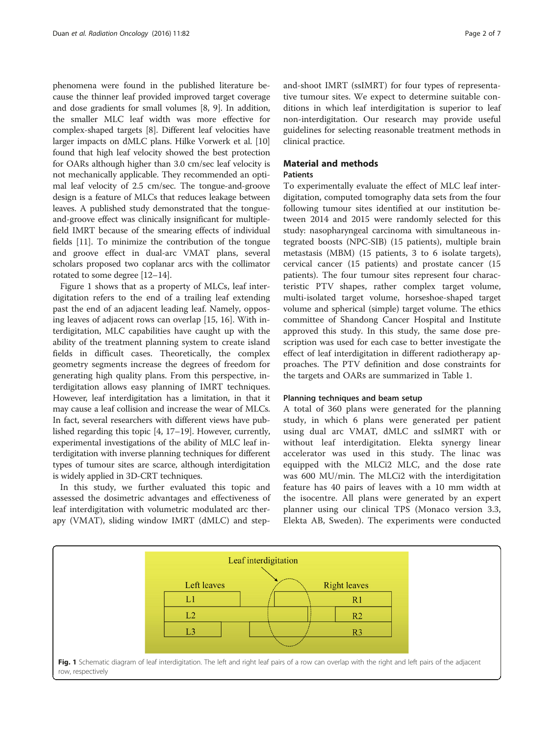phenomena were found in the published literature because the thinner leaf provided improved target coverage and dose gradients for small volumes [8, 9]. In addition, the smaller MLC leaf width was more effective for complex-shaped targets [8]. Different leaf velocities have larger impacts on dMLC plans. Hilke Vorwerk et al. [10] found that high leaf velocity showed the best protection for OARs although higher than 3.0 cm/sec leaf velocity is not mechanically applicable. They recommended an optimal leaf velocity of 2.5 cm/sec. The tongue-and-groove design is a feature of MLCs that reduces leakage between leaves. A published study demonstrated that the tongue-and-groove effect was clinically insignificant for multiple-field IMRT because of the smearing effects of individual fields [11]. To minimize the contribution of the tongue and groove effect in dual-arc VMAT plans, several scholars proposed two coplanar arcs with the collimator rotated to some degree [12–14].

Figure 1 shows that as a property of MLCs, leaf interdigitation refers to the end of a trailing leaf extending past the end of an adjacent leading leaf. Namely, opposing leaves of adjacent rows can overlap [15, 16]. With interdigitation, MLC capabilities have caught up with the ability of the treatment planning system to create island fields in difficult cases. Theoretically, the complex geometry segments increase the degrees of freedom for generating high quality plans. From this perspective, interdigitation allows easy planning of IMRT techniques. However, leaf interdigitation has a limitation, in that it may cause a leaf collision and increase the wear of MLCs. In fact, several researchers with different views have published regarding this topic [4, 17–19]. However, currently, experimental investigations of the ability of MLC leaf interdigitation with inverse planning techniques for different types of tumour sites are scarce, although interdigitation is widely applied in 3D-CRT techniques.

In this study, we further evaluated this topic and assessed the dosimetric advantages and effectiveness of leaf interdigitation with volumetric modulated arc therapy (VMAT), sliding window IMRT (dMLC) and step-and-shoot IMRT (ssIMRT) for four types of representative tumour sites. We expect to determine suitable conditions in which leaf interdigitation is superior to leaf non-interdigitation. Our research may provide useful guidelines for selecting reasonable treatment methods in clinical practice.

## Material and methods

### Patients

To experimentally evaluate the effect of MLC leaf interdigitation, computed tomography data sets from the four following tumour sites identified at our institution between 2014 and 2015 were randomly selected for this study: nasopharyngeal carcinoma with simultaneous integrated boosts (NPC-SIB) (15 patients), multiple brain metastasis (MBM) (15 patients, 3 to 6 isolate targets), cervical cancer (15 patients) and prostate cancer (15 patients). The four tumour sites represent four characteristic PTV shapes, rather complex target volume, multi-isolated target volume, horseshoe-shaped target volume and spherical (simple) target volume. The ethics committee of Shandong Cancer Hospital and Institute approved this study. In this study, the same dose prescription was used for each case to better investigate the effect of leaf interdigitation in different radiotherapy approaches. The PTV definition and dose constraints for the targets and OARs are summarized in Table 1.

### Planning techniques and beam setup

A total of 360 plans were generated for the planning study, in which 6 plans were generated per patient using dual arc VMAT, dMLC and ssIMRT with or without leaf interdigitation. Elekta synergy linear accelerator was used in this study. The linac was equipped with the MLCi2 MLC, and the dose rate was 600 MU/min. The MLCi2 with the interdigitation feature has 40 pairs of leaves with a 10 mm width at the isocentre. All plans were generated by an expert planner using our clinical TPS (Monaco version 3.3, Elekta AB, Sweden). The experiments were conducted

**Fig. 1** Schematic diagram of leaf interdigitation. The left and right leaf pairs of a row can overlap with the right and left pairs of the adjacent row, respectively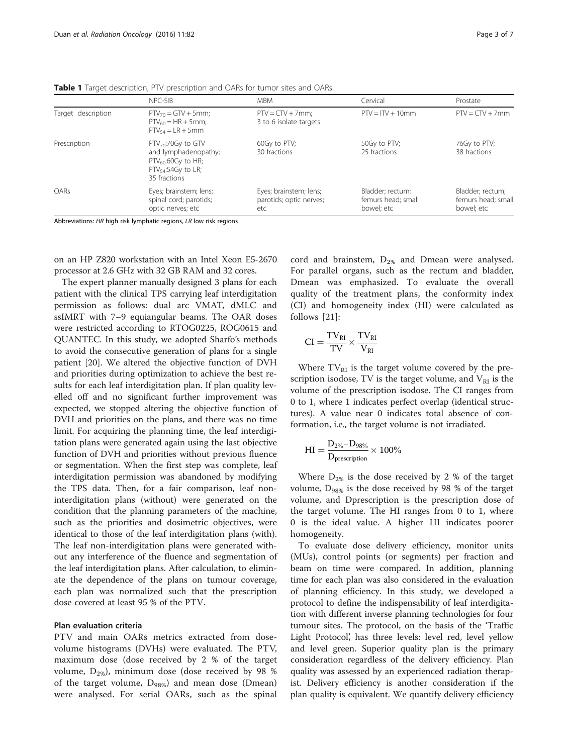**Table 1** Target description, PTV prescription and OARs for tumor sites and OARs

| | NPC-SIB | MBM | Cervical | Prostate |
|---|---|---|---|---|
| Target description | $PTV_{70}$ = GTV + 5mm; $PTV_{60}$ = HR + 5mm; $PTV_{54}$ = LR + 5mm | PTV = CTV + 7mm; 3 to 6 isolate targets | PTV = ITV + 10mm | PTV = CTV + 7mm |
| Prescription | $PTV_{70}$:70Gy to GTV and lymphadenopathy; $PTV_{60}$:60Gy to HR; $PTV_{54}$:54Gy to LR; 35 fractions | 60Gy to PTV; 30 fractions | 50Gy to PTV; 25 fractions | 76Gy to PTV; 38 fractions |
| OARs | Eyes; brainstem; lens; spinal cord; parotids; optic nerves; etc | Eyes; brainstem; lens; parotids; optic nerves; etc | Bladder; rectum; femurs head; small bowel; etc | Bladder; rectum; femurs head; small bowel; etc |

Abbreviations: *HR* high risk lymphatic regions, *LR* low risk regions

on an HP Z820 workstation with an Intel Xeon E5-2670 processor at 2.6 GHz with 32 GB RAM and 32 cores.

The expert planner manually designed 3 plans for each patient with the clinical TPS carrying leaf interdigitation permission as follows: dual arc VMAT, dMLC and ssIMRT with 7–9 equiangular beams. The OAR doses were restricted according to RTOG0225, ROG0615 and QUANTEC. In this study, we adopted Sharfo's methods to avoid the consecutive generation of plans for a single patient [20]. We altered the objective function of DVH and priorities during optimization to achieve the best results for each leaf interdigitation plan. If plan quality levelled off and no significant further improvement was expected, we stopped altering the objective function of DVH and priorities on the plans, and there was no time limit. For acquiring the planning time, the leaf interdigitation plans were generated again using the last objective function of DVH and priorities without previous fluence or segmentation. When the first step was complete, leaf interdigitation permission was abandoned by modifying the TPS data. Then, for a fair comparison, leaf non-interdigitation plans (without) were generated on the condition that the planning parameters of the machine, such as the priorities and dosimetric objectives, were identical to those of the leaf interdigitation plans (with). The leaf non-interdigitation plans were generated without any interference of the fluence and segmentation of the leaf interdigitation plans. After calculation, to eliminate the dependence of the plans on tumour coverage, each plan was normalized such that the prescription dose covered at least 95 % of the PTV.

### Plan evaluation criteria

PTV and main OARs metrics extracted from dose-volume histograms (DVHs) were evaluated. The PTV, maximum dose (dose received by 2 % of the target volume, $D_{2\%}$), minimum dose (dose received by 98 % of the target volume, $D_{98\%}$) and mean dose (Dmean) were analysed. For serial OARs, such as the spinal cord and brainstem, $D_{2\%}$ and Dmean were analysed. For parallel organs, such as the rectum and bladder, Dmean was emphasized. To evaluate the overall quality of the treatment plans, the conformity index (CI) and homogeneity index (HI) were calculated as follows [21]:

$$CI = \frac{TV_{RI}}{TV} \times \frac{TV_{RI}}{V_{RI}}$$

Where $TV_{RI}$ is the target volume covered by the prescription isodose, TV is the target volume, and $V_{RI}$ is the volume of the prescription isodose. The CI ranges from 0 to 1, where 1 indicates perfect overlap (identical structures). A value near 0 indicates total absence of conformation, i.e., the target volume is not irradiated.

$$HI = \frac{D_{2\%} - D_{98\%}}{D_{prescription}} \times 100\%$$

Where $D_{2\%}$ is the dose received by 2 % of the target volume, $D_{98\%}$ is the dose received by 98 % of the target volume, and Dprescription is the prescription dose of the target volume. The HI ranges from 0 to 1, where 0 is the ideal value. A higher HI indicates poorer homogeneity.

To evaluate dose delivery efficiency, monitor units (MUs), control points (or segments) per fraction and beam on time were compared. In addition, planning time for each plan was also considered in the evaluation of planning efficiency. In this study, we developed a protocol to define the indispensability of leaf interdigitation with different inverse planning technologies for four tumour sites. The protocol, on the basis of the 'Traffic Light Protocol', has three levels: level red, level yellow and level green. Superior quality plan is the primary consideration regardless of the delivery efficiency. Plan quality was assessed by an experienced radiation therapist. Delivery efficiency is another consideration if the plan quality is equivalent. We quantify delivery efficiency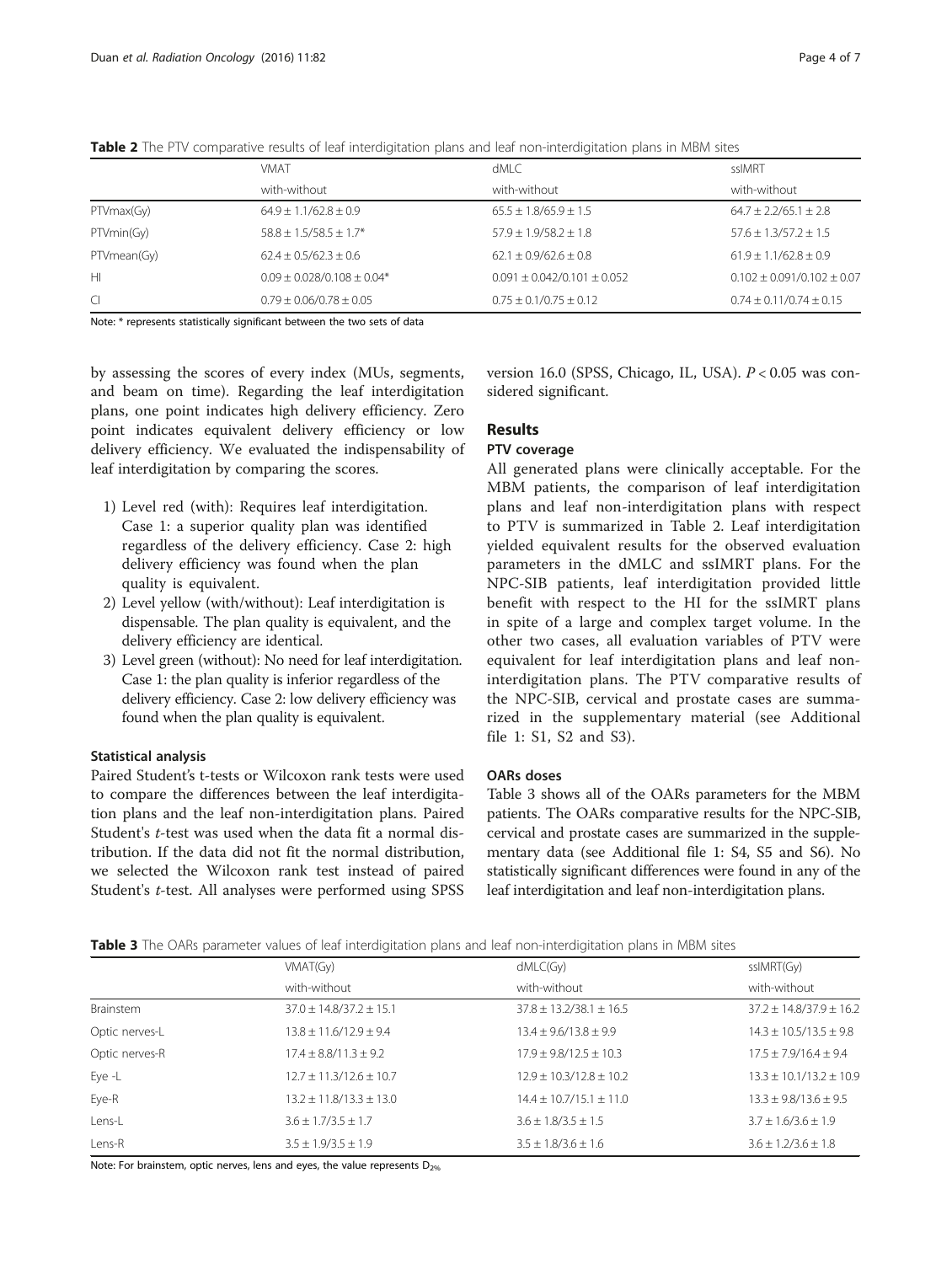**Table 2** The PTV comparative results of leaf interdigitation plans and leaf non-interdigitation plans in MBM sites

| | VMAT | dMLC | ssIMRT |
|---|---|---|---|
| | with-without | with-without | with-without |
| PTVmax(Gy) | 64.9 ± 1.1/62.8 ± 0.9 | 65.5 ± 1.8/65.9 ± 1.5 | 64.7 ± 2.2/65.1 ± 2.8 |
| PTVmin(Gy) | 58.8 ± 1.5/58.5 ± 1.7* | 57.9 ± 1.9/58.2 ± 1.8 | 57.6 ± 1.3/57.2 ± 1.5 |
| PTVmean(Gy) | 62.4 ± 0.5/62.3 ± 0.6 | 62.1 ± 0.9/62.6 ± 0.8 | 61.9 ± 1.1/62.8 ± 0.9 |
| HI | 0.09 ± 0.028/0.108 ± 0.04* | 0.091 ± 0.042/0.101 ± 0.052 | 0.102 ± 0.091/0.102 ± 0.07 |
| CI | 0.79 ± 0.06/0.78 ± 0.05 | 0.75 ± 0.1/0.75 ± 0.12 | 0.74 ± 0.11/0.74 ± 0.15 |

Note: * represents statistically significant between the two sets of data

by assessing the scores of every index (MUs, segments, and beam on time). Regarding the leaf interdigitation plans, one point indicates high delivery efficiency. Zero point indicates equivalent delivery efficiency or low delivery efficiency. We evaluated the indispensability of leaf interdigitation by comparing the scores.

1) Level red (with): Requires leaf interdigitation. Case 1: a superior quality plan was identified regardless of the delivery efficiency. Case 2: high delivery efficiency was found when the plan quality is equivalent.
2) Level yellow (with/without): Leaf interdigitation is dispensable. The plan quality is equivalent, and the delivery efficiency are identical.
3) Level green (without): No need for leaf interdigitation. Case 1: the plan quality is inferior regardless of the delivery efficiency. Case 2: low delivery efficiency was found when the plan quality is equivalent.

### Statistical analysis

Paired Student's t-tests or Wilcoxon rank tests were used to compare the differences between the leaf interdigitation plans and the leaf non-interdigitation plans. Paired Student's *t*-test was used when the data fit a normal distribution. If the data did not fit the normal distribution, we selected the Wilcoxon rank test instead of paired Student's *t*-test. All analyses were performed using SPSS version 16.0 (SPSS, Chicago, IL, USA). $P < 0.05$ was considered significant.

## Results

### PTV coverage

All generated plans were clinically acceptable. For the MBM patients, the comparison of leaf interdigitation plans and leaf non-interdigitation plans with respect to PTV is summarized in Table 2. Leaf interdigitation yielded equivalent results for the observed evaluation parameters in the dMLC and ssIMRT plans. For the NPC-SIB patients, leaf interdigitation provided little benefit with respect to the HI for the ssIMRT plans in spite of a large and complex target volume. In the other two cases, all evaluation variables of PTV were equivalent for leaf interdigitation plans and leaf non-interdigitation plans. The PTV comparative results of the NPC-SIB, cervical and prostate cases are summarized in the supplementary material (see Additional file 1: S1, S2 and S3).

### OARs doses

Table 3 shows all of the OARs parameters for the MBM patients. The OARs comparative results for the NPC-SIB, cervical and prostate cases are summarized in the supplementary data (see Additional file 1: S4, S5 and S6). No statistically significant differences were found in any of the leaf interdigitation and leaf non-interdigitation plans.

**Table 3** The OARs parameter values of leaf interdigitation plans and leaf non-interdigitation plans in MBM sites

| | VMAT(Gy) | dMLC(Gy) | ssIMRT(Gy) |
|---|---|---|---|
| | with-without | with-without | with-without |
| Brainstem | 37.0 ± 14.8/37.2 ± 15.1 | 37.8 ± 13.2/38.1 ± 16.5 | 37.2 ± 14.8/37.9 ± 16.2 |
| Optic nerves-L | 13.8 ± 11.6/12.9 ± 9.4 | 13.4 ± 9.6/13.8 ± 9.9 | 14.3 ± 10.5/13.5 ± 9.8 |
| Optic nerves-R | 17.4 ± 8.8/11.3 ± 9.2 | 17.9 ± 8.7/12.5 ± 10.3 | 17.5 ± 7.9/16.4 ± 9.4 |
| Eye -L | 12.7 ± 11.3/12.6 ± 10.7 | 12.9 ± 10.3/12.8 ± 10.2 | 13.3 ± 10.1/13.2 ± 10.9 |
| Eye-R | 13.2 ± 11.8/13.3 ± 13.0 | 14.4 ± 10.7/15.1 ± 11.0 | 13.3 ± 9.8/13.6 ± 9.5 |
| Lens-L | 3.6 ± 1.7/3.5 ± 1.7 | 3.6 ± 1.8/3.5 ± 1.5 | 3.7 ± 1.6/3.6 ± 1.9 |
| Lens-R | 3.5 ± 1.9/3.5 ± 1.9 | 3.5 ± 1.8/3.6 ± 1.6 | 3.6 ± 1.2/3.6 ± 1.8 |

Note: For brainstem, optic nerves, lens and eyes, the value represents $D_{2\%}$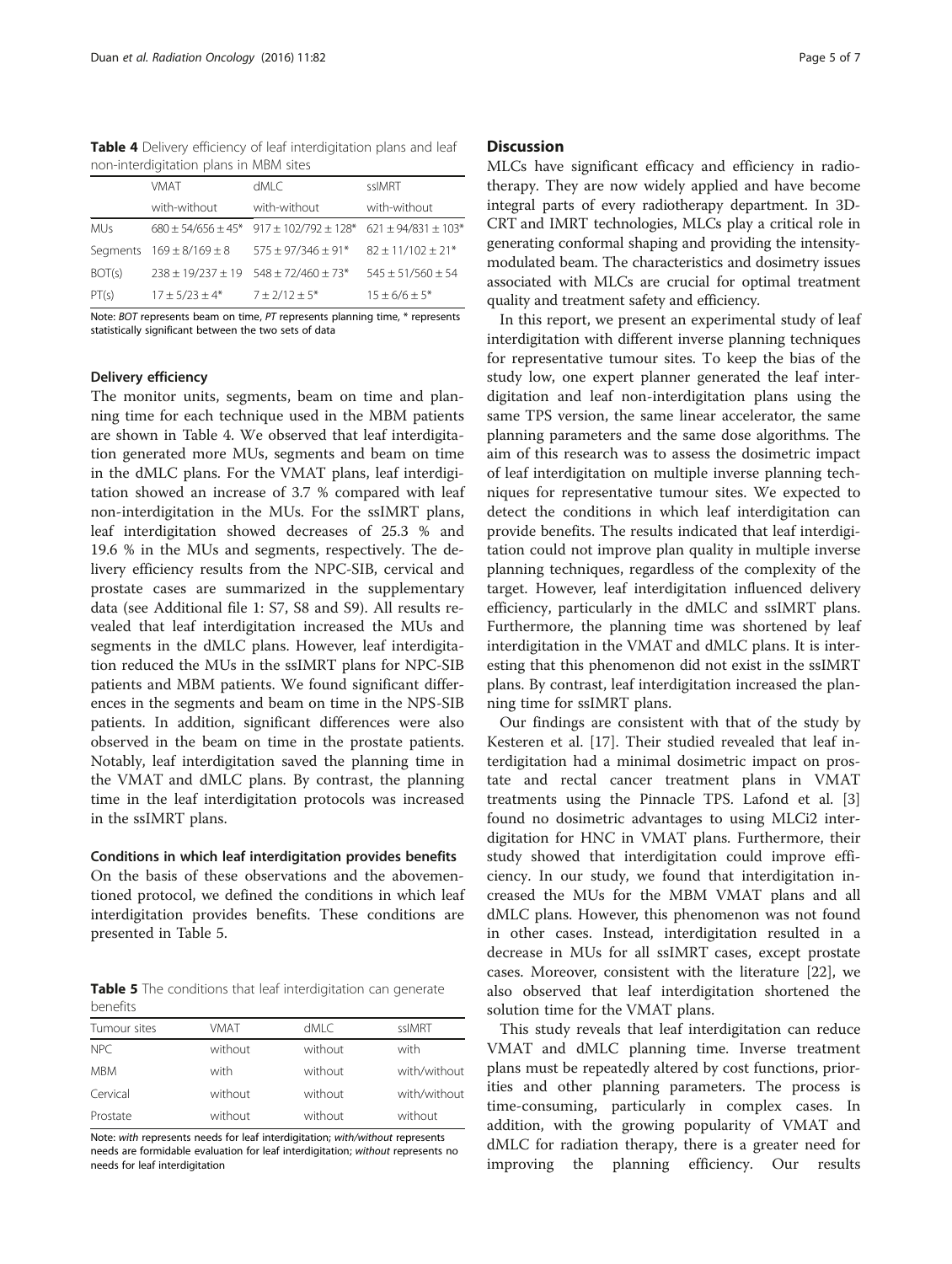**Table 4** Delivery efficiency of leaf interdigitation plans and leaf non-interdigitation plans in MBM sites

| | VMAT | dMLC | ssIMRT |
|---|---|---|---|
| | with-without | with-without | with-without |
| MUs | 680 ± 54/656 ± 45* | 917 ± 102/792 ± 128* | 621 ± 94/831 ± 103* |
| Segments | 169 ± 8/169 ± 8 | 575 ± 97/346 ± 91* | 82 ± 11/102 ± 21* |
| BOT(s) | 238 ± 19/237 ± 19 | 548 ± 72/460 ± 73* | 545 ± 51/560 ± 54 |
| PT(s) | 17 ± 5/23 ± 4* | 7 ± 2/12 ± 5* | 15 ± 6/6 ± 5* |

Note: *BOT* represents beam on time, *PT* represents planning time, * represents statistically significant between the two sets of data

### Delivery efficiency

The monitor units, segments, beam on time and planning time for each technique used in the MBM patients are shown in Table 4. We observed that leaf interdigitation generated more MUs, segments and beam on time in the dMLC plans. For the VMAT plans, leaf interdigitation showed an increase of 3.7 % compared with leaf non-interdigitation in the MUs. For the ssIMRT plans, leaf interdigitation showed decreases of 25.3 % and 19.6 % in the MUs and segments, respectively. The delivery efficiency results from the NPC-SIB, cervical and prostate cases are summarized in the supplementary data (see Additional file 1: S7, S8 and S9). All results revealed that leaf interdigitation increased the MUs and segments in the dMLC plans. However, leaf interdigitation reduced the MUs in the ssIMRT plans for NPC-SIB patients and MBM patients. We found significant differences in the segments and beam on time in the NPS-SIB patients. In addition, significant differences were also observed in the beam on time in the prostate patients. Notably, leaf interdigitation saved the planning time in the VMAT and dMLC plans. By contrast, the planning time in the leaf interdigitation protocols was increased in the ssIMRT plans.

### Conditions in which leaf interdigitation provides benefits

On the basis of these observations and the abovementioned protocol, we defined the conditions in which leaf interdigitation provides benefits. These conditions are presented in Table 5.

**Table 5** The conditions that leaf interdigitation can generate benefits

| Tumour sites | VMAT | dMLC | ssIMRT |
|---|---|---|---|
| NPC | without | without | with |
| MBM | with | without | with/without |
| Cervical | without | without | with/without |
| Prostate | without | without | without |

Note: *with* represents needs for leaf interdigitation; *with/without* represents needs are formidable evaluation for leaf interdigitation; *without* represents no needs for leaf interdigitation

## Discussion

MLCs have significant efficacy and efficiency in radiotherapy. They are now widely applied and have become integral parts of every radiotherapy department. In 3D-CRT and IMRT technologies, MLCs play a critical role in generating conformal shaping and providing the intensity-modulated beam. The characteristics and dosimetry issues associated with MLCs are crucial for optimal treatment quality and treatment safety and efficiency.

In this report, we present an experimental study of leaf interdigitation with different inverse planning techniques for representative tumour sites. To keep the bias of the study low, one expert planner generated the leaf interdigitation and leaf non-interdigitation plans using the same TPS version, the same linear accelerator, the same planning parameters and the same dose algorithms. The aim of this research was to assess the dosimetric impact of leaf interdigitation on multiple inverse planning techniques for representative tumour sites. We expected to detect the conditions in which leaf interdigitation can provide benefits. The results indicated that leaf interdigitation could not improve plan quality in multiple inverse planning techniques, regardless of the complexity of the target. However, leaf interdigitation influenced delivery efficiency, particularly in the dMLC and ssIMRT plans. Furthermore, the planning time was shortened by leaf interdigitation in the VMAT and dMLC plans. It is interesting that this phenomenon did not exist in the ssIMRT plans. By contrast, leaf interdigitation increased the planning time for ssIMRT plans.

Our findings are consistent with that of the study by Kesteren et al. [17]. Their studied revealed that leaf interdigitation had a minimal dosimetric impact on prostate and rectal cancer treatment plans in VMAT treatments using the Pinnacle TPS. Lafond et al. [3] found no dosimetric advantages to using MLCi2 interdigitation for HNC in VMAT plans. Furthermore, their study showed that interdigitation could improve efficiency. In our study, we found that interdigitation increased the MUs for the MBM VMAT plans and all dMLC plans. However, this phenomenon was not found in other cases. Instead, interdigitation resulted in a decrease in MUs for all ssIMRT cases, except prostate cases. Moreover, consistent with the literature [22], we also observed that leaf interdigitation shortened the solution time for the VMAT plans.

This study reveals that leaf interdigitation can reduce VMAT and dMLC planning time. Inverse treatment plans must be repeatedly altered by cost functions, priorities and other planning parameters. The process is time-consuming, particularly in complex cases. In addition, with the growing popularity of VMAT and dMLC for radiation therapy, there is a greater need for improving the planning efficiency. Our results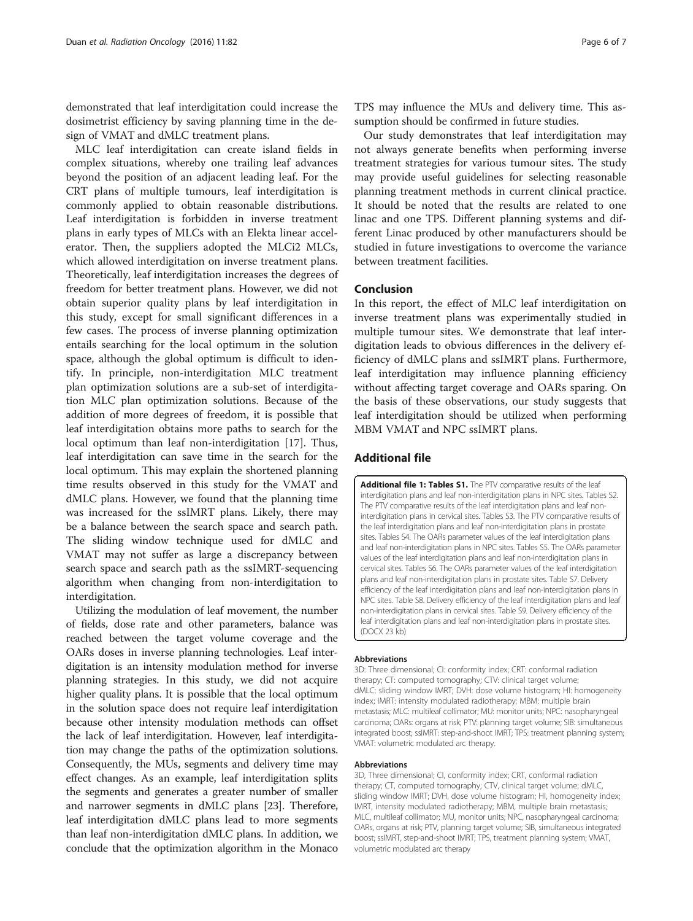demonstrated that leaf interdigitation could increase the dosimetrist efficiency by saving planning time in the design of VMAT and dMLC treatment plans.

MLC leaf interdigitation can create island fields in complex situations, whereby one trailing leaf advances beyond the position of an adjacent leading leaf. For the CRT plans of multiple tumours, leaf interdigitation is commonly applied to obtain reasonable distributions. Leaf interdigitation is forbidden in inverse treatment plans in early types of MLCs with an Elekta linear accelerator. Then, the suppliers adopted the MLCi2 MLCs, which allowed interdigitation on inverse treatment plans. Theoretically, leaf interdigitation increases the degrees of freedom for better treatment plans. However, we did not obtain superior quality plans by leaf interdigitation in this study, except for small significant differences in a few cases. The process of inverse planning optimization entails searching for the local optimum in the solution space, although the global optimum is difficult to identify. In principle, non-interdigitation MLC treatment plan optimization solutions are a sub-set of interdigitation MLC plan optimization solutions. Because of the addition of more degrees of freedom, it is possible that leaf interdigitation obtains more paths to search for the local optimum than leaf non-interdigitation [17]. Thus, leaf interdigitation can save time in the search for the local optimum. This may explain the shortened planning time results observed in this study for the VMAT and dMLC plans. However, we found that the planning time was increased for the ssIMRT plans. Likely, there may be a balance between the search space and search path. The sliding window technique used for dMLC and VMAT may not suffer as large a discrepancy between search space and search path as the ssIMRT-sequencing algorithm when changing from non-interdigitation to interdigitation.

Utilizing the modulation of leaf movement, the number of fields, dose rate and other parameters, balance was reached between the target volume coverage and the OARs doses in inverse planning technologies. Leaf interdigitation is an intensity modulation method for inverse planning strategies. In this study, we did not acquire higher quality plans. It is possible that the local optimum in the solution space does not require leaf interdigitation because other intensity modulation methods can offset the lack of leaf interdigitation. However, leaf interdigitation may change the paths of the optimization solutions. Consequently, the MUs, segments and delivery time may effect changes. As an example, leaf interdigitation splits the segments and generates a greater number of smaller and narrower segments in dMLC plans [23]. Therefore, leaf interdigitation dMLC plans lead to more segments than leaf non-interdigitation dMLC plans. In addition, we conclude that the optimization algorithm in the Monaco TPS may influence the MUs and delivery time. This assumption should be confirmed in future studies.

Our study demonstrates that leaf interdigitation may not always generate benefits when performing inverse treatment strategies for various tumour sites. The study may provide useful guidelines for selecting reasonable planning treatment methods in current clinical practice. It should be noted that the results are related to one linac and one TPS. Different planning systems and different Linac produced by other manufacturers should be studied in future investigations to overcome the variance between treatment facilities.

## Conclusion

In this report, the effect of MLC leaf interdigitation on inverse treatment plans was experimentally studied in multiple tumour sites. We demonstrate that leaf interdigitation leads to obvious differences in the delivery efficiency of dMLC plans and ssIMRT plans. Furthermore, leaf interdigitation may influence planning efficiency without affecting target coverage and OARs sparing. On the basis of these observations, our study suggests that leaf interdigitation should be utilized when performing MBM VMAT and NPC ssIMRT plans.

## Additional file

**Additional file 1: Tables S1.** The PTV comparative results of the leaf interdigitation plans and leaf non-interdigitation plans in NPC sites. Tables S2. The PTV comparative results of the leaf interdigitation plans and leaf non-interdigitation plans in cervical sites. Tables S3. The PTV comparative results of the leaf interdigitation plans and leaf non-interdigitation plans in prostate sites. Tables S4. The OARs parameter values of the leaf interdigitation plans and leaf non-interdigitation plans in NPC sites. Tables S5. The OARs parameter values of the leaf interdigitation plans and leaf non-interdigitation plans in cervical sites. Tables S6. The OARs parameter values of the leaf interdigitation plans and leaf non-interdigitation plans in prostate sites. Table S7. Delivery efficiency of the leaf interdigitation plans and leaf non-interdigitation plans in NPC sites. Table S8. Delivery efficiency of the leaf interdigitation plans and leaf non-interdigitation plans in cervical sites. Table S9. Delivery efficiency of the leaf interdigitation plans and leaf non-interdigitation plans in prostate sites. (DOCX 23 kb)

#### Abbreviations

3D: Three dimensional; CI: conformity index; CRT: conformal radiation therapy; CT: computed tomography; CTV: clinical target volume; dMLC: sliding window IMRT; DVH: dose volume histogram; HI: homogeneity index; IMRT: intensity modulated radiotherapy; MBM: multiple brain metastasis; MLC: multileaf collimator; MU: monitor units; NPC: nasopharyngeal carcinoma; OARs: organs at risk; PTV: planning target volume; SIB: simultaneous integrated boost; ssIMRT: step-and-shoot IMRT; TPS: treatment planning system; VMAT: volumetric modulated arc therapy.

#### Abbreviations

3D, Three dimensional; CI, conformity index; CRT, conformal radiation therapy; CT, computed tomography; CTV, clinical target volume; dMLC, sliding window IMRT; DVH, dose volume histogram; HI, homogeneity index; IMRT, intensity modulated radiotherapy; MBM, multiple brain metastasis; MLC, multileaf collimator; MU, monitor units; NPC, nasopharyngeal carcinoma; OARs, organs at risk; PTV, planning target volume; SIB, simultaneous integrated boost; ssIMRT, step-and-shoot IMRT; TPS, treatment planning system; VMAT, volumetric modulated arc therapy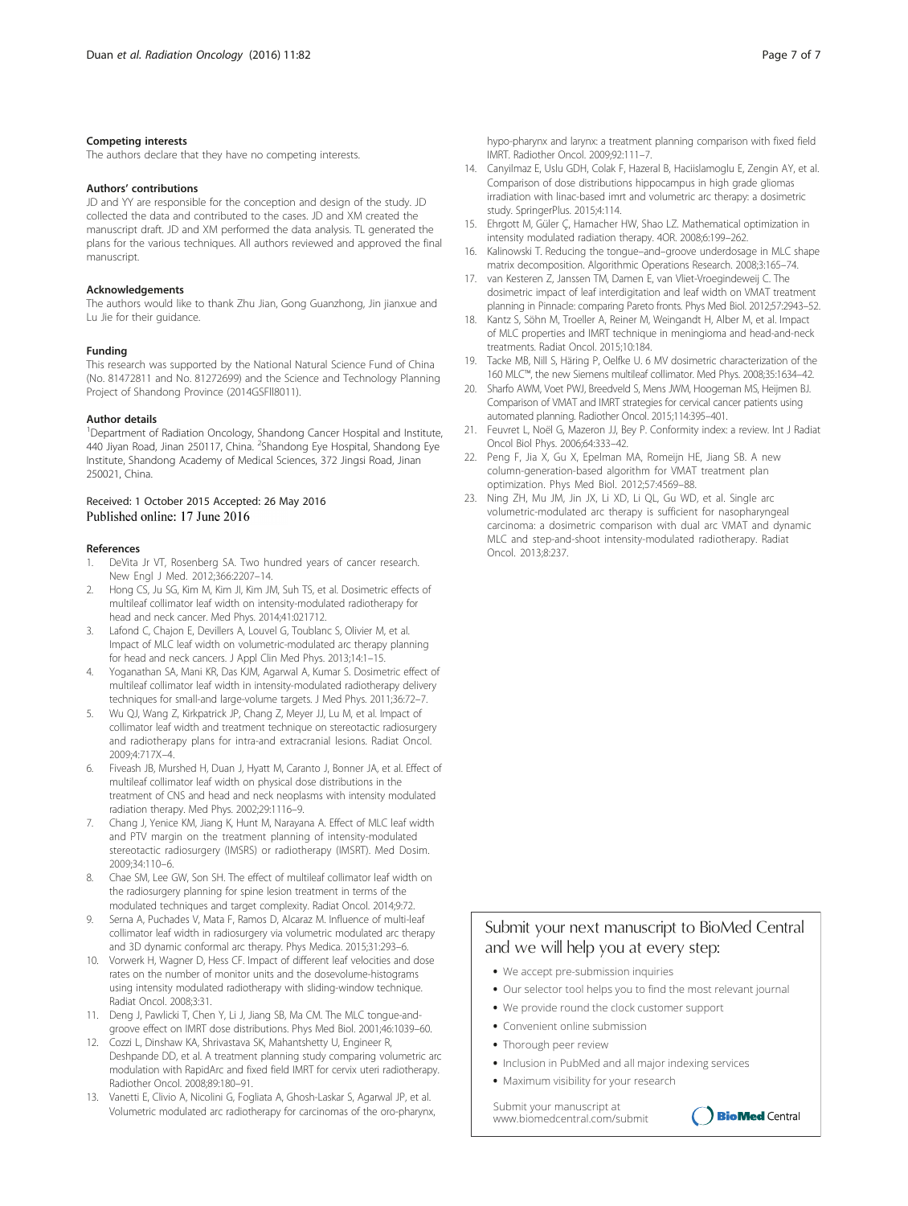### Competing interests

The authors declare that they have no competing interests.

### Authors' contributions

JD and YY are responsible for the conception and design of the study. JD collected the data and contributed to the cases. JD and XM created the manuscript draft. JD and XM performed the data analysis. TL generated the plans for the various techniques. All authors reviewed and approved the final manuscript.

### Acknowledgements

The authors would like to thank Zhu Jian, Gong Guanzhong, Jin jianxue and Lu Jie for their guidance.

### Funding

This research was supported by the National Natural Science Fund of China (No. 81472811 and No. 81272699) and the Science and Technology Planning Project of Shandong Province (2014GSFI8011).

### Author details

[1]Department of Radiation Oncology, Shandong Cancer Hospital and Institute, 440 Jiyan Road, Jinan 250117, China. [2]Shandong Eye Hospital, Shandong Eye Institute, Shandong Academy of Medical Sciences, 372 Jingsi Road, Jinan 250021, China.

Received: 1 October 2015 Accepted: 26 May 2016
Published online: 17 June 2016

### References

1. DeVita Jr VT, Rosenberg SA. Two hundred years of cancer research. New Engl J Med. 2012;366:2207–14.
2. Hong CS, Ju SG, Kim M, Kim JI, Kim JM, Suh TS, et al. Dosimetric effects of multileaf collimator leaf width on intensity-modulated radiotherapy for head and neck cancer. Med Phys. 2014;41:021712.
3. Lafond C, Chajon E, Devillers A, Louvel G, Toublanc S, Olivier M, et al. Impact of MLC leaf width on volumetric-modulated arc therapy planning for head and neck cancers. J Appl Clin Med Phys. 2013;14:1–15.
4. Yoganathan SA, Mani KR, Das KJM, Agarwal A, Kumar S. Dosimetric effect of multileaf collimator leaf width in intensity-modulated radiotherapy delivery techniques for small-and large-volume targets. J Med Phys. 2011;36:72–7.
5. Wu QJ, Wang Z, Kirkpatrick JP, Chang Z, Meyer JJ, Lu M, et al. Impact of collimator leaf width and treatment technique on stereotactic radiosurgery and radiotherapy plans for intra-and extracranial lesions. Radiat Oncol. 2009;4:717X–4.
6. Fiveash JB, Murshed H, Duan J, Hyatt M, Caranto J, Bonner JA, et al. Effect of multileaf collimator leaf width on physical dose distributions in the treatment of CNS and head and neck neoplasms with intensity modulated radiation therapy. Med Phys. 2002;29:1116–9.
7. Chang J, Yenice KM, Jiang K, Hunt M, Narayana A. Effect of MLC leaf width and PTV margin on the treatment planning of intensity-modulated stereotactic radiosurgery (IMSRS) or radiotherapy (IMSRT). Med Dosim. 2009;34:110–6.
8. Chae SM, Lee GW, Son SH. The effect of multileaf collimator leaf width on the radiosurgery planning for spine lesion treatment in terms of the modulated techniques and target complexity. Radiat Oncol. 2014;9:72.
9. Serna A, Puchades V, Mata F, Ramos D, Alcaraz M. Influence of multi-leaf collimator leaf width in radiosurgery via volumetric modulated arc therapy and 3D dynamic conformal arc therapy. Phys Medica. 2015;31:293–6.
10. Vorwerk H, Wagner D, Hess CF. Impact of different leaf velocities and dose rates on the number of monitor units and the dosevolume-histograms using intensity modulated radiotherapy with sliding-window technique. Radiat Oncol. 2008;3:31.
11. Deng J, Pawlicki T, Chen Y, Li J, Jiang SB, Ma CM. The MLC tongue-and-groove effect on IMRT dose distributions. Phys Med Biol. 2001;46:1039–60.
12. Cozzi L, Dinshaw KA, Shrivastava SK, Mahantshetty U, Engineer R, Deshpande DD, et al. A treatment planning study comparing volumetric arc modulation with RapidArc and fixed field IMRT for cervix uteri radiotherapy. Radiother Oncol. 2008;89:180–91.
13. Vanetti E, Clivio A, Nicolini G, Fogliata A, Ghosh-Laskar S, Agarwal JP, et al. Volumetric modulated arc radiotherapy for carcinomas of the oro-pharynx, hypo-pharynx and larynx: a treatment planning comparison with fixed field IMRT. Radiother Oncol. 2009;92:111–7.
14. Canyilmaz E, Uslu GDH, Colak F, Hazeral B, Haciislamoglu E, Zengin AY, et al. Comparison of dose distributions hippocampus in high grade gliomas irradiation with linac-based imrt and volumetric arc therapy: a dosimetric study. SpringerPlus. 2015;4:114.
15. Ehrgott M, Güler Ç, Hamacher HW, Shao LZ. Mathematical optimization in intensity modulated radiation therapy. 4OR. 2008;6:199–262.
16. Kalinowski T. Reducing the tongue–and–groove underdosage in MLC shape matrix decomposition. Algorithmic Operations Research. 2008;3:165–74.
17. van Kesteren Z, Janssen TM, Damen E, van Vliet-Vroegindeweij C. The dosimetric impact of leaf interdigitation and leaf width on VMAT treatment planning in Pinnacle: comparing Pareto fronts. Phys Med Biol. 2012;57:2943–52.
18. Kantz S, Söhn M, Troeller A, Reiner M, Weingandt H, Alber M, et al. Impact of MLC properties and IMRT technique in meningioma and head-and-neck treatments. Radiat Oncol. 2015;10:184.
19. Tacke MB, Nill S, Häring P, Oelfke U. 6 MV dosimetric characterization of the 160 MLC™, the new Siemens multileaf collimator. Med Phys. 2008;35:1634–42.
20. Sharfo AWM, Voet PWJ, Breedveld S, Mens JWM, Hoogeman MS, Heijmen BJ. Comparison of VMAT and IMRT strategies for cervical cancer patients using automated planning. Radiother Oncol. 2015;114:395–401.
21. Feuvret L, Noël G, Mazeron JJ, Bey P. Conformity index: a review. Int J Radiat Oncol Biol Phys. 2006;64:333–42.
22. Peng F, Jia X, Gu X, Epelman MA, Romeijn HE, Jiang SB. A new column-generation-based algorithm for VMAT treatment plan optimization. Phys Med Biol. 2012;57:4569–88.
23. Ning ZH, Mu JM, Jin JX, Li XD, Li QL, Gu WD, et al. Single arc volumetric-modulated arc therapy is sufficient for nasopharyngeal carcinoma: a dosimetric comparison with dual arc VMAT and dynamic MLC and step-and-shoot intensity-modulated radiotherapy. Radiat Oncol. 2013;8:237.

Submit your next manuscript to BioMed Central and we will help you at every step:

- We accept pre-submission inquiries
- Our selector tool helps you to find the most relevant journal
- We provide round the clock customer support
- Convenient online submission
- Thorough peer review
- Inclusion in PubMed and all major indexing services
- Maximum visibility for your research

Submit your manuscript at
www.biomedcentral.com/submit

BioMed Central